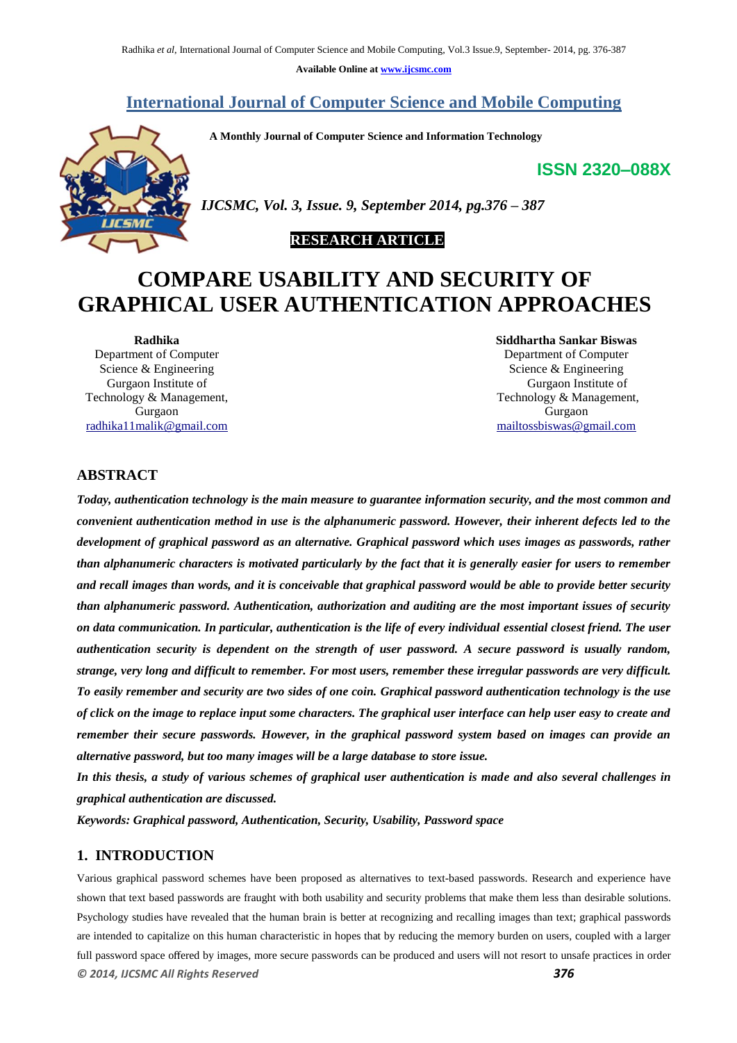Available Online at www.ijcsmc.com

# International Journal of Computer Science and Mobile Computing

**A Monthly Journal of Computer Science and Information Technology**

**ISSN 2320–088X**

*IJCSMC, Vol. 3, Issue. 9, September 2014, pg.376 – 387*

**RESEARCH ARTICLE**

# COMPARE USABILITY AND SECURITY OF GRAPHICAL USER AUTHENTICATION APPROACHES

**Radhika**
Department of Computer Science & Engineering
Gurgaon Institute of Technology & Management, Gurgaon
radhika11malik@gmail.com

**Siddhartha Sankar Biswas**
Department of Computer Science & Engineering
Gurgaon Institute of Technology & Management, Gurgaon
mailtossbiswas@gmail.com

## ABSTRACT

***Today, authentication technology is the main measure to guarantee information security, and the most common and convenient authentication method in use is the alphanumeric password. However, their inherent defects led to the development of graphical password as an alternative. Graphical password which uses images as passwords, rather than alphanumeric characters is motivated particularly by the fact that it is generally easier for users to remember and recall images than words, and it is conceivable that graphical password would be able to provide better security than alphanumeric password. Authentication, authorization and auditing are the most important issues of security on data communication. In particular, authentication is the life of every individual essential closest friend. The user authentication security is dependent on the strength of user password. A secure password is usually random, strange, very long and difficult to remember. For most users, remember these irregular passwords are very difficult. To easily remember and security are two sides of one coin. Graphical password authentication technology is the use of click on the image to replace input some characters. The graphical user interface can help user easy to create and remember their secure passwords. However, in the graphical password system based on images can provide an alternative password, but too many images will be a large database to store issue.***

***In this thesis, a study of various schemes of graphical user authentication is made and also several challenges in graphical authentication are discussed.***

***Keywords: Graphical password, Authentication, Security, Usability, Password space***

## 1. INTRODUCTION

Various graphical password schemes have been proposed as alternatives to text-based passwords. Research and experience have shown that text based passwords are fraught with both usability and security problems that make them less than desirable solutions. Psychology studies have revealed that the human brain is better at recognizing and recalling images than text; graphical passwords are intended to capitalize on this human characteristic in hopes that by reducing the memory burden on users, coupled with a larger full password space offered by images, more secure passwords can be produced and users will not resort to unsafe practices in order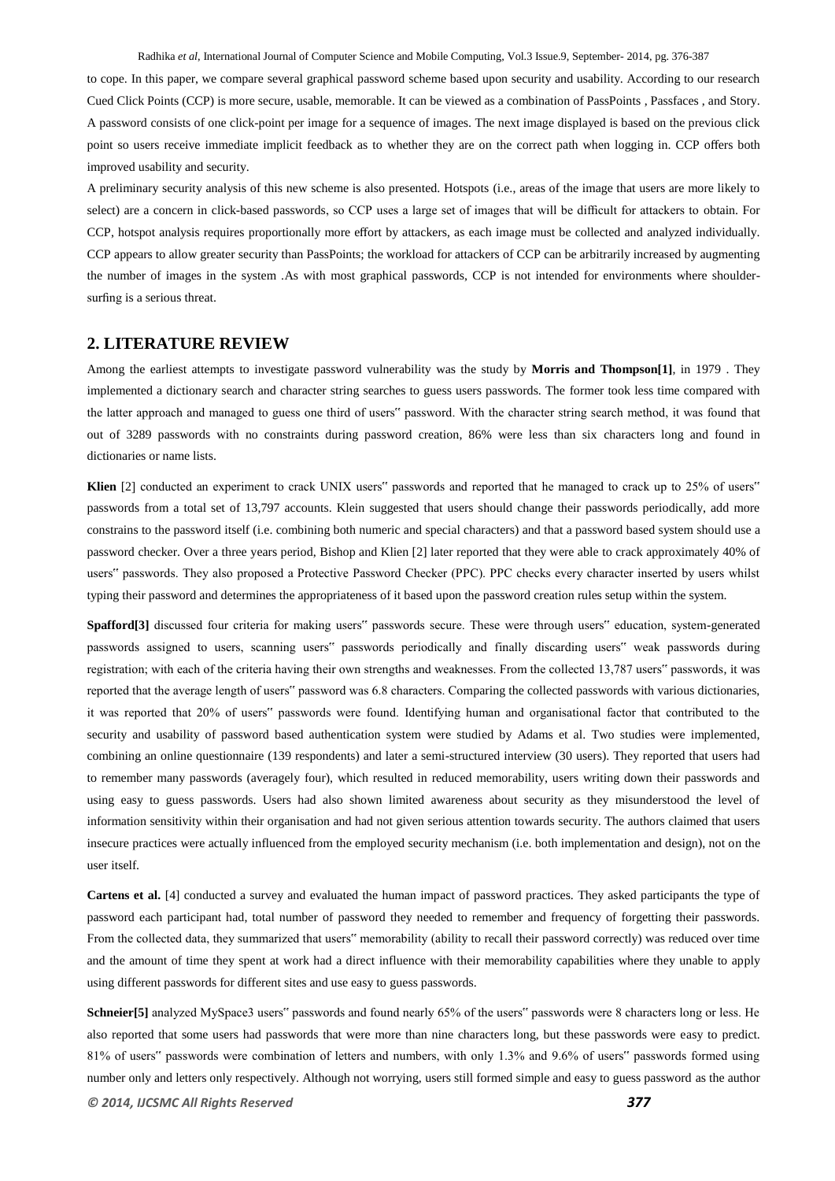to cope. In this paper, we compare several graphical password scheme based upon security and usability. According to our research Cued Click Points (CCP) is more secure, usable, memorable. It can be viewed as a combination of PassPoints , Passfaces , and Story. A password consists of one click-point per image for a sequence of images. The next image displayed is based on the previous click point so users receive immediate implicit feedback as to whether they are on the correct path when logging in. CCP offers both improved usability and security.

A preliminary security analysis of this new scheme is also presented. Hotspots (i.e., areas of the image that users are more likely to select) are a concern in click-based passwords, so CCP uses a large set of images that will be difficult for attackers to obtain. For CCP, hotspot analysis requires proportionally more effort by attackers, as each image must be collected and analyzed individually. CCP appears to allow greater security than PassPoints; the workload for attackers of CCP can be arbitrarily increased by augmenting the number of images in the system .As with most graphical passwords, CCP is not intended for environments where shoulder-surfing is a serious threat.

## 2. LITERATURE REVIEW

Among the earliest attempts to investigate password vulnerability was the study by **Morris and Thompson[1]**, in 1979 . They implemented a dictionary search and character string searches to guess users passwords. The former took less time compared with the latter approach and managed to guess one third of users" password. With the character string search method, it was found that out of 3289 passwords with no constraints during password creation, 86% were less than six characters long and found in dictionaries or name lists.

**Klien** [2] conducted an experiment to crack UNIX users" passwords and reported that he managed to crack up to 25% of users" passwords from a total set of 13,797 accounts. Klein suggested that users should change their passwords periodically, add more constrains to the password itself (i.e. combining both numeric and special characters) and that a password based system should use a password checker. Over a three years period, Bishop and Klien [2] later reported that they were able to crack approximately 40% of users" passwords. They also proposed a Protective Password Checker (PPC). PPC checks every character inserted by users whilst typing their password and determines the appropriateness of it based upon the password creation rules setup within the system.

**Spafford[3]** discussed four criteria for making users" passwords secure. These were through users" education, system-generated passwords assigned to users, scanning users" passwords periodically and finally discarding users" weak passwords during registration; with each of the criteria having their own strengths and weaknesses. From the collected 13,787 users" passwords, it was reported that the average length of users" password was 6.8 characters. Comparing the collected passwords with various dictionaries, it was reported that 20% of users" passwords were found. Identifying human and organisational factor that contributed to the security and usability of password based authentication system were studied by Adams et al. Two studies were implemented, combining an online questionnaire (139 respondents) and later a semi-structured interview (30 users). They reported that users had to remember many passwords (averagely four), which resulted in reduced memorability, users writing down their passwords and using easy to guess passwords. Users had also shown limited awareness about security as they misunderstood the level of information sensitivity within their organisation and had not given serious attention towards security. The authors claimed that users insecure practices were actually influenced from the employed security mechanism (i.e. both implementation and design), not on the user itself.

**Cartens et al.** [4] conducted a survey and evaluated the human impact of password practices. They asked participants the type of password each participant had, total number of password they needed to remember and frequency of forgetting their passwords. From the collected data, they summarized that users" memorability (ability to recall their password correctly) was reduced over time and the amount of time they spent at work had a direct influence with their memorability capabilities where they unable to apply using different passwords for different sites and use easy to guess passwords.

**Schneier[5]** analyzed MySpace3 users" passwords and found nearly 65% of the users" passwords were 8 characters long or less. He also reported that some users had passwords that were more than nine characters long, but these passwords were easy to predict. 81% of users" passwords were combination of letters and numbers, with only 1.3% and 9.6% of users" passwords formed using number only and letters only respectively. Although not worrying, users still formed simple and easy to guess password as the author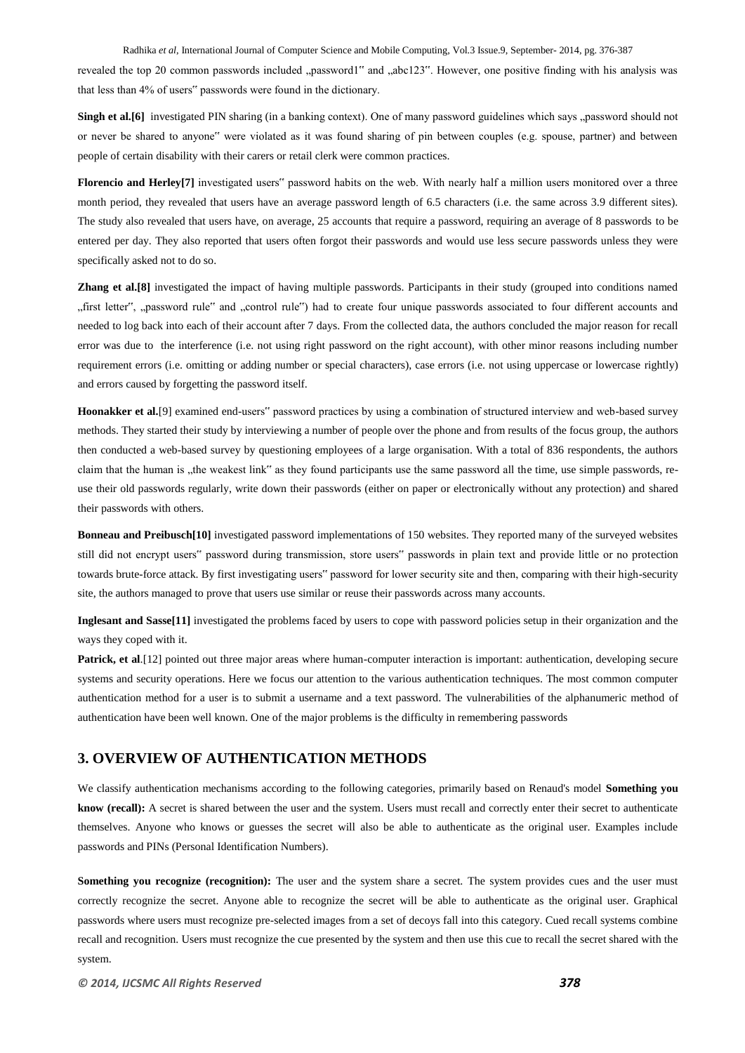revealed the top 20 common passwords included „password1" and „abc123". However, one positive finding with his analysis was that less than 4% of users" passwords were found in the dictionary.

**Singh et al.[6]** investigated PIN sharing (in a banking context). One of many password guidelines which says „password should not or never be shared to anyone" were violated as it was found sharing of pin between couples (e.g. spouse, partner) and between people of certain disability with their carers or retail clerk were common practices.

**Florencio and Herley[7]** investigated users" password habits on the web. With nearly half a million users monitored over a three month period, they revealed that users have an average password length of 6.5 characters (i.e. the same across 3.9 different sites). The study also revealed that users have, on average, 25 accounts that require a password, requiring an average of 8 passwords to be entered per day. They also reported that users often forgot their passwords and would use less secure passwords unless they were specifically asked not to do so.

**Zhang et al.[8]** investigated the impact of having multiple passwords. Participants in their study (grouped into conditions named „first letter", „password rule" and „control rule") had to create four unique passwords associated to four different accounts and needed to log back into each of their account after 7 days. From the collected data, the authors concluded the major reason for recall error was due to the interference (i.e. not using right password on the right account), with other minor reasons including number requirement errors (i.e. omitting or adding number or special characters), case errors (i.e. not using uppercase or lowercase rightly) and errors caused by forgetting the password itself.

**Hoonakker et al.**[9] examined end-users" password practices by using a combination of structured interview and web-based survey methods. They started their study by interviewing a number of people over the phone and from results of the focus group, the authors then conducted a web-based survey by questioning employees of a large organisation. With a total of 836 respondents, the authors claim that the human is „the weakest link" as they found participants use the same password all the time, use simple passwords, re-use their old passwords regularly, write down their passwords (either on paper or electronically without any protection) and shared their passwords with others.

**Bonneau and Preibusch[10]** investigated password implementations of 150 websites. They reported many of the surveyed websites still did not encrypt users" password during transmission, store users" passwords in plain text and provide little or no protection towards brute-force attack. By first investigating users" password for lower security site and then, comparing with their high-security site, the authors managed to prove that users use similar or reuse their passwords across many accounts.

**Inglesant and Sasse[11]** investigated the problems faced by users to cope with password policies setup in their organization and the ways they coped with it.

**Patrick, et al**.[12] pointed out three major areas where human-computer interaction is important: authentication, developing secure systems and security operations. Here we focus our attention to the various authentication techniques. The most common computer authentication method for a user is to submit a username and a text password. The vulnerabilities of the alphanumeric method of authentication have been well known. One of the major problems is the difficulty in remembering passwords

## 3. OVERVIEW OF AUTHENTICATION METHODS

We classify authentication mechanisms according to the following categories, primarily based on Renaud's model **Something you know (recall):** A secret is shared between the user and the system. Users must recall and correctly enter their secret to authenticate themselves. Anyone who knows or guesses the secret will also be able to authenticate as the original user. Examples include passwords and PINs (Personal Identification Numbers).

**Something you recognize (recognition):** The user and the system share a secret. The system provides cues and the user must correctly recognize the secret. Anyone able to recognize the secret will be able to authenticate as the original user. Graphical passwords where users must recognize pre-selected images from a set of decoys fall into this category. Cued recall systems combine recall and recognition. Users must recognize the cue presented by the system and then use this cue to recall the secret shared with the system.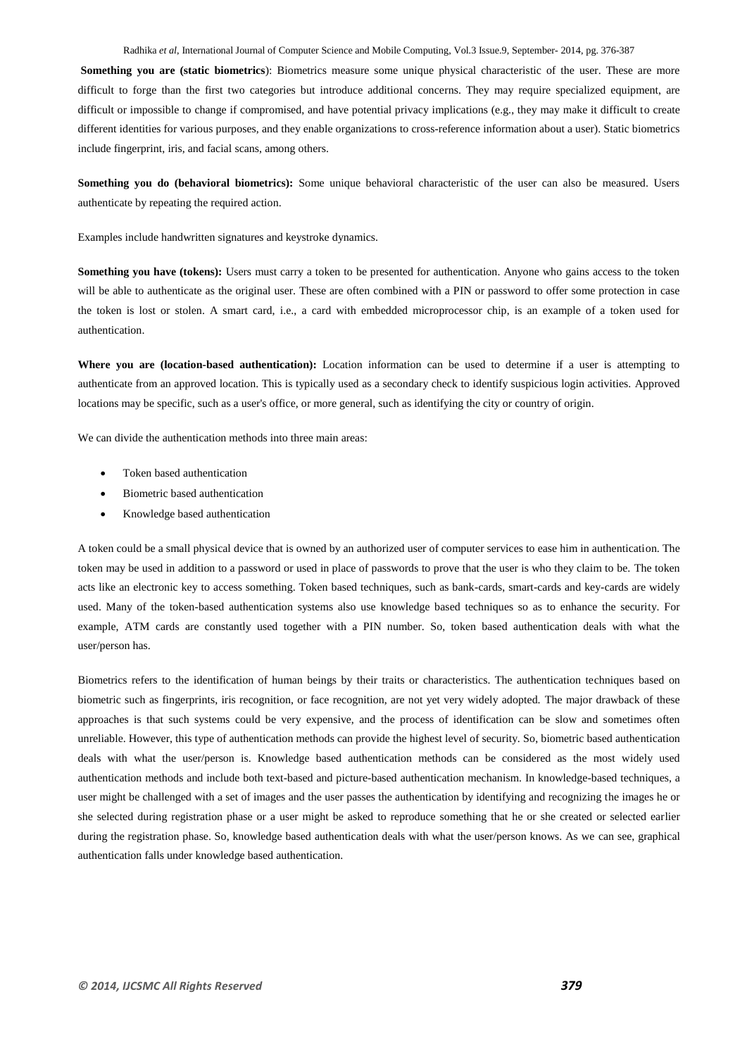**Something you are (static biometrics**): Biometrics measure some unique physical characteristic of the user. These are more difficult to forge than the first two categories but introduce additional concerns. They may require specialized equipment, are difficult or impossible to change if compromised, and have potential privacy implications (e.g., they may make it difficult to create different identities for various purposes, and they enable organizations to cross-reference information about a user). Static biometrics include fingerprint, iris, and facial scans, among others.

**Something you do (behavioral biometrics):** Some unique behavioral characteristic of the user can also be measured. Users authenticate by repeating the required action.

Examples include handwritten signatures and keystroke dynamics.

**Something you have (tokens):** Users must carry a token to be presented for authentication. Anyone who gains access to the token will be able to authenticate as the original user. These are often combined with a PIN or password to offer some protection in case the token is lost or stolen. A smart card, i.e., a card with embedded microprocessor chip, is an example of a token used for authentication.

**Where you are (location-based authentication):** Location information can be used to determine if a user is attempting to authenticate from an approved location. This is typically used as a secondary check to identify suspicious login activities. Approved locations may be specific, such as a user's office, or more general, such as identifying the city or country of origin.

We can divide the authentication methods into three main areas:

- Token based authentication
- Biometric based authentication
- Knowledge based authentication

A token could be a small physical device that is owned by an authorized user of computer services to ease him in authentication. The token may be used in addition to a password or used in place of passwords to prove that the user is who they claim to be. The token acts like an electronic key to access something. Token based techniques, such as bank-cards, smart-cards and key-cards are widely used. Many of the token-based authentication systems also use knowledge based techniques so as to enhance the security. For example, ATM cards are constantly used together with a PIN number. So, token based authentication deals with what the user/person has.

Biometrics refers to the identification of human beings by their traits or characteristics. The authentication techniques based on biometric such as fingerprints, iris recognition, or face recognition, are not yet very widely adopted. The major drawback of these approaches is that such systems could be very expensive, and the process of identification can be slow and sometimes often unreliable. However, this type of authentication methods can provide the highest level of security. So, biometric based authentication deals with what the user/person is. Knowledge based authentication methods can be considered as the most widely used authentication methods and include both text-based and picture-based authentication mechanism. In knowledge-based techniques, a user might be challenged with a set of images and the user passes the authentication by identifying and recognizing the images he or she selected during registration phase or a user might be asked to reproduce something that he or she created or selected earlier during the registration phase. So, knowledge based authentication deals with what the user/person knows. As we can see, graphical authentication falls under knowledge based authentication.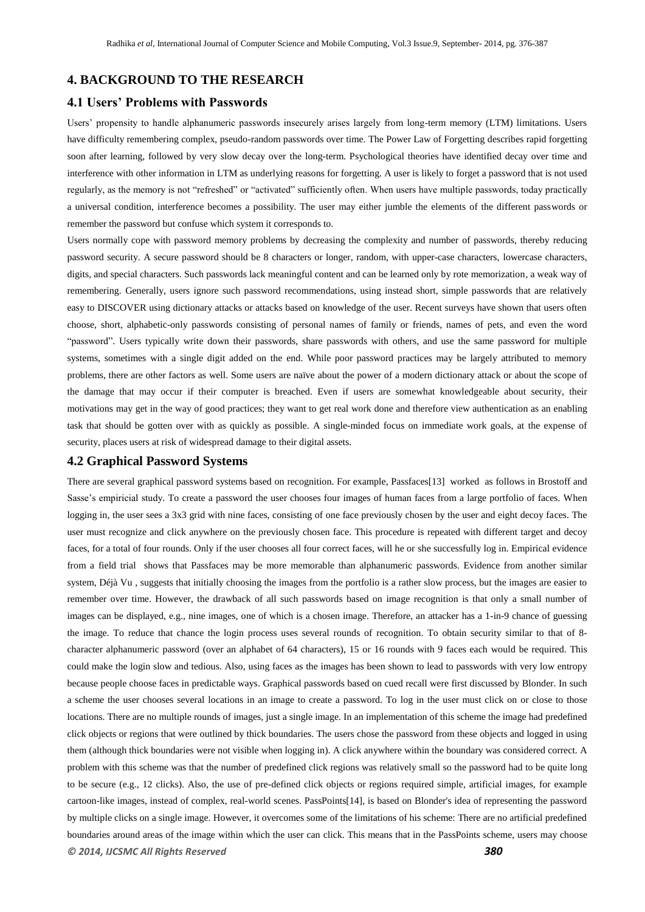## 4. BACKGROUND TO THE RESEARCH

### 4.1 Users' Problems with Passwords

Users' propensity to handle alphanumeric passwords insecurely arises largely from long-term memory (LTM) limitations. Users have difficulty remembering complex, pseudo-random passwords over time. The Power Law of Forgetting describes rapid forgetting soon after learning, followed by very slow decay over the long-term. Psychological theories have identified decay over time and interference with other information in LTM as underlying reasons for forgetting. A user is likely to forget a password that is not used regularly, as the memory is not "refreshed" or "activated" sufficiently often. When users have multiple passwords, today practically a universal condition, interference becomes a possibility. The user may either jumble the elements of the different passwords or remember the password but confuse which system it corresponds to.

Users normally cope with password memory problems by decreasing the complexity and number of passwords, thereby reducing password security. A secure password should be 8 characters or longer, random, with upper-case characters, lowercase characters, digits, and special characters. Such passwords lack meaningful content and can be learned only by rote memorization, a weak way of remembering. Generally, users ignore such password recommendations, using instead short, simple passwords that are relatively easy to DISCOVER using dictionary attacks or attacks based on knowledge of the user. Recent surveys have shown that users often choose, short, alphabetic-only passwords consisting of personal names of family or friends, names of pets, and even the word "password". Users typically write down their passwords, share passwords with others, and use the same password for multiple systems, sometimes with a single digit added on the end. While poor password practices may be largely attributed to memory problems, there are other factors as well. Some users are naïve about the power of a modern dictionary attack or about the scope of the damage that may occur if their computer is breached. Even if users are somewhat knowledgeable about security, their motivations may get in the way of good practices; they want to get real work done and therefore view authentication as an enabling task that should be gotten over with as quickly as possible. A single-minded focus on immediate work goals, at the expense of security, places users at risk of widespread damage to their digital assets.

### 4.2 Graphical Password Systems

There are several graphical password systems based on recognition. For example, Passfaces[13] worked as follows in Brostoff and Sasse's empiricial study. To create a password the user chooses four images of human faces from a large portfolio of faces. When logging in, the user sees a 3x3 grid with nine faces, consisting of one face previously chosen by the user and eight decoy faces. The user must recognize and click anywhere on the previously chosen face. This procedure is repeated with different target and decoy faces, for a total of four rounds. Only if the user chooses all four correct faces, will he or she successfully log in. Empirical evidence from a field trial shows that Passfaces may be more memorable than alphanumeric passwords. Evidence from another similar system, Déjà Vu , suggests that initially choosing the images from the portfolio is a rather slow process, but the images are easier to remember over time. However, the drawback of all such passwords based on image recognition is that only a small number of images can be displayed, e.g., nine images, one of which is a chosen image. Therefore, an attacker has a 1-in-9 chance of guessing the image. To reduce that chance the login process uses several rounds of recognition. To obtain security similar to that of 8-character alphanumeric password (over an alphabet of 64 characters), 15 or 16 rounds with 9 faces each would be required. This could make the login slow and tedious. Also, using faces as the images has been shown to lead to passwords with very low entropy because people choose faces in predictable ways. Graphical passwords based on cued recall were first discussed by Blonder. In such a scheme the user chooses several locations in an image to create a password. To log in the user must click on or close to those locations. There are no multiple rounds of images, just a single image. In an implementation of this scheme the image had predefined click objects or regions that were outlined by thick boundaries. The users chose the password from these objects and logged in using them (although thick boundaries were not visible when logging in). A click anywhere within the boundary was considered correct. A problem with this scheme was that the number of predefined click regions was relatively small so the password had to be quite long to be secure (e.g., 12 clicks). Also, the use of pre-defined click objects or regions required simple, artificial images, for example cartoon-like images, instead of complex, real-world scenes. PassPoints[14], is based on Blonder's idea of representing the password by multiple clicks on a single image. However, it overcomes some of the limitations of his scheme: There are no artificial predefined boundaries around areas of the image within which the user can click. This means that in the PassPoints scheme, users may choose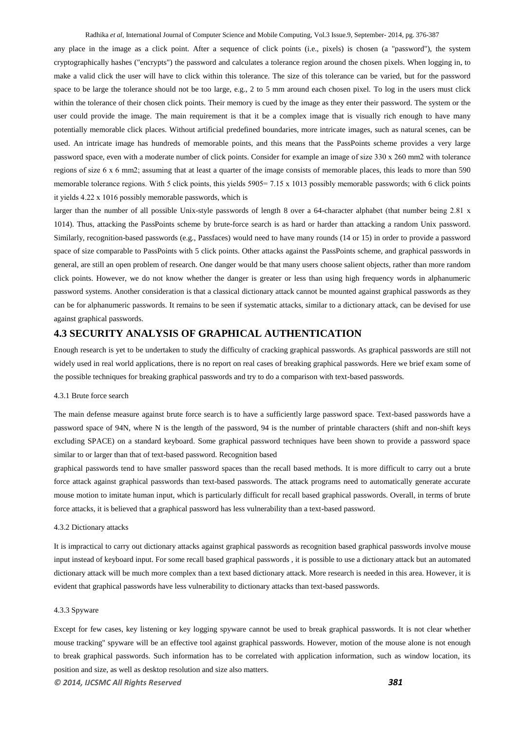any place in the image as a click point. After a sequence of click points (i.e., pixels) is chosen (a "password"), the system cryptographically hashes ("encrypts") the password and calculates a tolerance region around the chosen pixels. When logging in, to make a valid click the user will have to click within this tolerance. The size of this tolerance can be varied, but for the password space to be large the tolerance should not be too large, e.g., 2 to 5 mm around each chosen pixel. To log in the users must click within the tolerance of their chosen click points. Their memory is cued by the image as they enter their password. The system or the user could provide the image. The main requirement is that it be a complex image that is visually rich enough to have many potentially memorable click places. Without artificial predefined boundaries, more intricate images, such as natural scenes, can be used. An intricate image has hundreds of memorable points, and this means that the PassPoints scheme provides a very large password space, even with a moderate number of click points. Consider for example an image of size 330 x 260 mm2 with tolerance regions of size 6 x 6 mm2; assuming that at least a quarter of the image consists of memorable places, this leads to more than 590 memorable tolerance regions. With 5 click points, this yields 5905= 7.15 x 1013 possibly memorable passwords; with 6 click points it yields 4.22 x 1016 possibly memorable passwords, which is

larger than the number of all possible Unix-style passwords of length 8 over a 64-character alphabet (that number being 2.81 x 1014). Thus, attacking the PassPoints scheme by brute-force search is as hard or harder than attacking a random Unix password. Similarly, recognition-based passwords (e.g., Passfaces) would need to have many rounds (14 or 15) in order to provide a password space of size comparable to PassPoints with 5 click points. Other attacks against the PassPoints scheme, and graphical passwords in general, are still an open problem of research. One danger would be that many users choose salient objects, rather than more random click points. However, we do not know whether the danger is greater or less than using high frequency words in alphanumeric password systems. Another consideration is that a classical dictionary attack cannot be mounted against graphical passwords as they can be for alphanumeric passwords. It remains to be seen if systematic attacks, similar to a dictionary attack, can be devised for use against graphical passwords.

## 4.3 SECURITY ANALYSIS OF GRAPHICAL AUTHENTICATION

Enough research is yet to be undertaken to study the difficulty of cracking graphical passwords. As graphical passwords are still not widely used in real world applications, there is no report on real cases of breaking graphical passwords. Here we brief exam some of the possible techniques for breaking graphical passwords and try to do a comparison with text-based passwords.

### 4.3.1 Brute force search

The main defense measure against brute force search is to have a sufficiently large password space. Text-based passwords have a password space of 94N, where N is the length of the password, 94 is the number of printable characters (shift and non-shift keys excluding SPACE) on a standard keyboard. Some graphical password techniques have been shown to provide a password space similar to or larger than that of text-based password. Recognition based

graphical passwords tend to have smaller password spaces than the recall based methods. It is more difficult to carry out a brute force attack against graphical passwords than text-based passwords. The attack programs need to automatically generate accurate mouse motion to imitate human input, which is particularly difficult for recall based graphical passwords. Overall, in terms of brute force attacks, it is believed that a graphical password has less vulnerability than a text-based password.

### 4.3.2 Dictionary attacks

It is impractical to carry out dictionary attacks against graphical passwords as recognition based graphical passwords involve mouse input instead of keyboard input. For some recall based graphical passwords , it is possible to use a dictionary attack but an automated dictionary attack will be much more complex than a text based dictionary attack. More research is needed in this area. However, it is evident that graphical passwords have less vulnerability to dictionary attacks than text-based passwords.

### 4.3.3 Spyware

Except for few cases, key listening or key logging spyware cannot be used to break graphical passwords. It is not clear whether mouse tracking" spyware will be an effective tool against graphical passwords. However, motion of the mouse alone is not enough to break graphical passwords. Such information has to be correlated with application information, such as window location, its position and size, as well as desktop resolution and size also matters.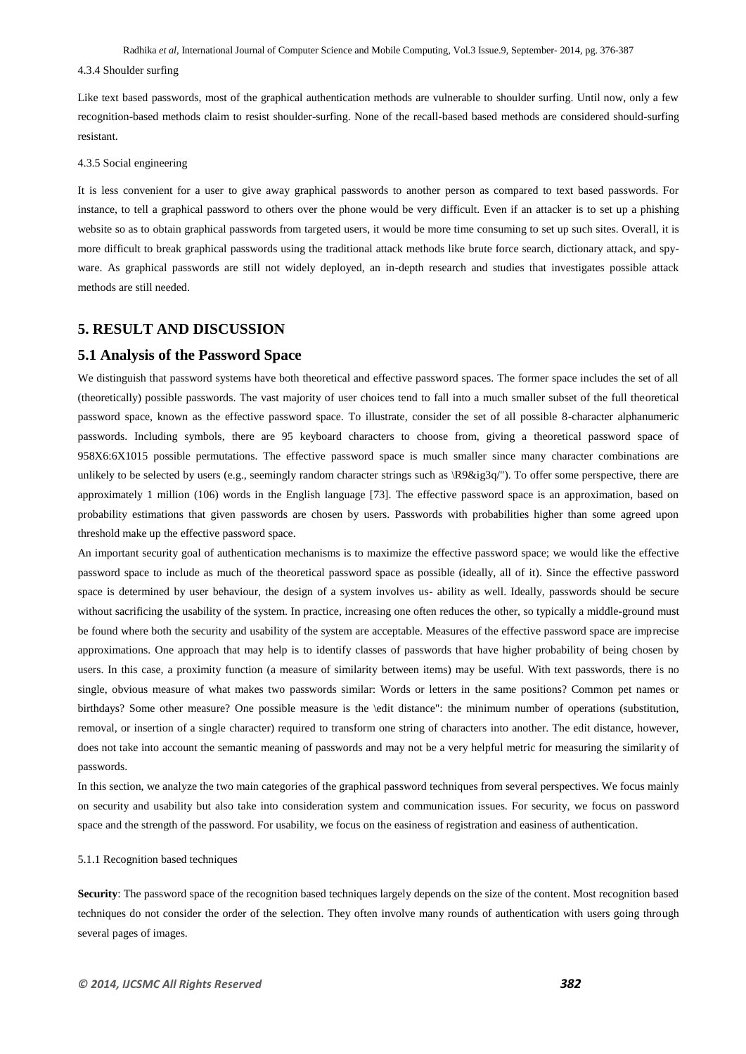4.3.4 Shoulder surfing

Like text based passwords, most of the graphical authentication methods are vulnerable to shoulder surfing. Until now, only a few recognition-based methods claim to resist shoulder-surfing. None of the recall-based based methods are considered should-surfing resistant.

4.3.5 Social engineering

It is less convenient for a user to give away graphical passwords to another person as compared to text based passwords. For instance, to tell a graphical password to others over the phone would be very difficult. Even if an attacker is to set up a phishing website so as to obtain graphical passwords from targeted users, it would be more time consuming to set up such sites. Overall, it is more difficult to break graphical passwords using the traditional attack methods like brute force search, dictionary attack, and spy-ware. As graphical passwords are still not widely deployed, an in-depth research and studies that investigates possible attack methods are still needed.

## 5. RESULT AND DISCUSSION

### 5.1 Analysis of the Password Space

We distinguish that password systems have both theoretical and effective password spaces. The former space includes the set of all (theoretically) possible passwords. The vast majority of user choices tend to fall into a much smaller subset of the full theoretical password space, known as the effective password space. To illustrate, consider the set of all possible 8-character alphanumeric passwords. Including symbols, there are 95 keyboard characters to choose from, giving a theoretical password space of 958X6:6X1015 possible permutations. The effective password space is much smaller since many character combinations are unlikely to be selected by users (e.g., seemingly random character strings such as \R9&ig3q/"). To offer some perspective, there are approximately 1 million (106) words in the English language [73]. The effective password space is an approximation, based on probability estimations that given passwords are chosen by users. Passwords with probabilities higher than some agreed upon threshold make up the effective password space.

An important security goal of authentication mechanisms is to maximize the effective password space; we would like the effective password space to include as much of the theoretical password space as possible (ideally, all of it). Since the effective password space is determined by user behaviour, the design of a system involves us- ability as well. Ideally, passwords should be secure without sacrificing the usability of the system. In practice, increasing one often reduces the other, so typically a middle-ground must be found where both the security and usability of the system are acceptable. Measures of the effective password space are imprecise approximations. One approach that may help is to identify classes of passwords that have higher probability of being chosen by users. In this case, a proximity function (a measure of similarity between items) may be useful. With text passwords, there is no single, obvious measure of what makes two passwords similar: Words or letters in the same positions? Common pet names or birthdays? Some other measure? One possible measure is the \edit distance": the minimum number of operations (substitution, removal, or insertion of a single character) required to transform one string of characters into another. The edit distance, however, does not take into account the semantic meaning of passwords and may not be a very helpful metric for measuring the similarity of passwords.

In this section, we analyze the two main categories of the graphical password techniques from several perspectives. We focus mainly on security and usability but also take into consideration system and communication issues. For security, we focus on password space and the strength of the password. For usability, we focus on the easiness of registration and easiness of authentication.

5.1.1 Recognition based techniques

**Security**: The password space of the recognition based techniques largely depends on the size of the content. Most recognition based techniques do not consider the order of the selection. They often involve many rounds of authentication with users going through several pages of images.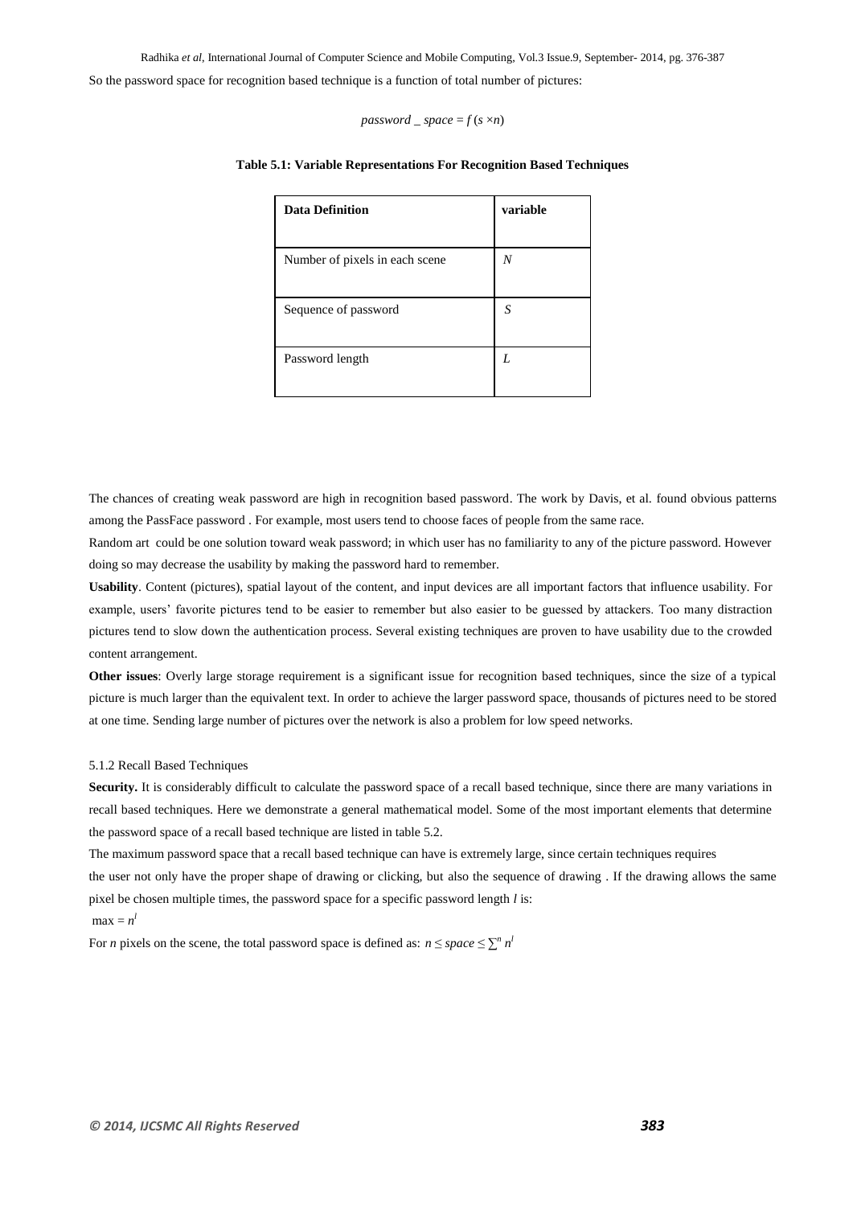So the password space for recognition based technique is a function of total number of pictures:

$$password\_space = f(s \times n)$$

**Table 5.1: Variable Representations For Recognition Based Techniques**

| Data Definition | variable |
|---|---|
| Number of pixels in each scene | $N$ |
| Sequence of password | $S$ |
| Password length | $L$ |

The chances of creating weak password are high in recognition based password. The work by Davis, et al. found obvious patterns among the PassFace password . For example, most users tend to choose faces of people from the same race.

Random art could be one solution toward weak password; in which user has no familiarity to any of the picture password. However doing so may decrease the usability by making the password hard to remember.

**Usability**. Content (pictures), spatial layout of the content, and input devices are all important factors that influence usability. For example, users' favorite pictures tend to be easier to remember but also easier to be guessed by attackers. Too many distraction pictures tend to slow down the authentication process. Several existing techniques are proven to have usability due to the crowded content arrangement.

**Other issues**: Overly large storage requirement is a significant issue for recognition based techniques, since the size of a typical picture is much larger than the equivalent text. In order to achieve the larger password space, thousands of pictures need to be stored at one time. Sending large number of pictures over the network is also a problem for low speed networks.

5.1.2 Recall Based Techniques

**Security.** It is considerably difficult to calculate the password space of a recall based technique, since there are many variations in recall based techniques. Here we demonstrate a general mathematical model. Some of the most important elements that determine the password space of a recall based technique are listed in table 5.2.

The maximum password space that a recall based technique can have is extremely large, since certain techniques requires the user not only have the proper shape of drawing or clicking, but also the sequence of drawing . If the drawing allows the same pixel be chosen multiple times, the password space for a specific password length $l$ is:

$\max = n^l$

For $n$ pixels on the scene, the total password space is defined as: $n \leq space \leq \sum^n n^l$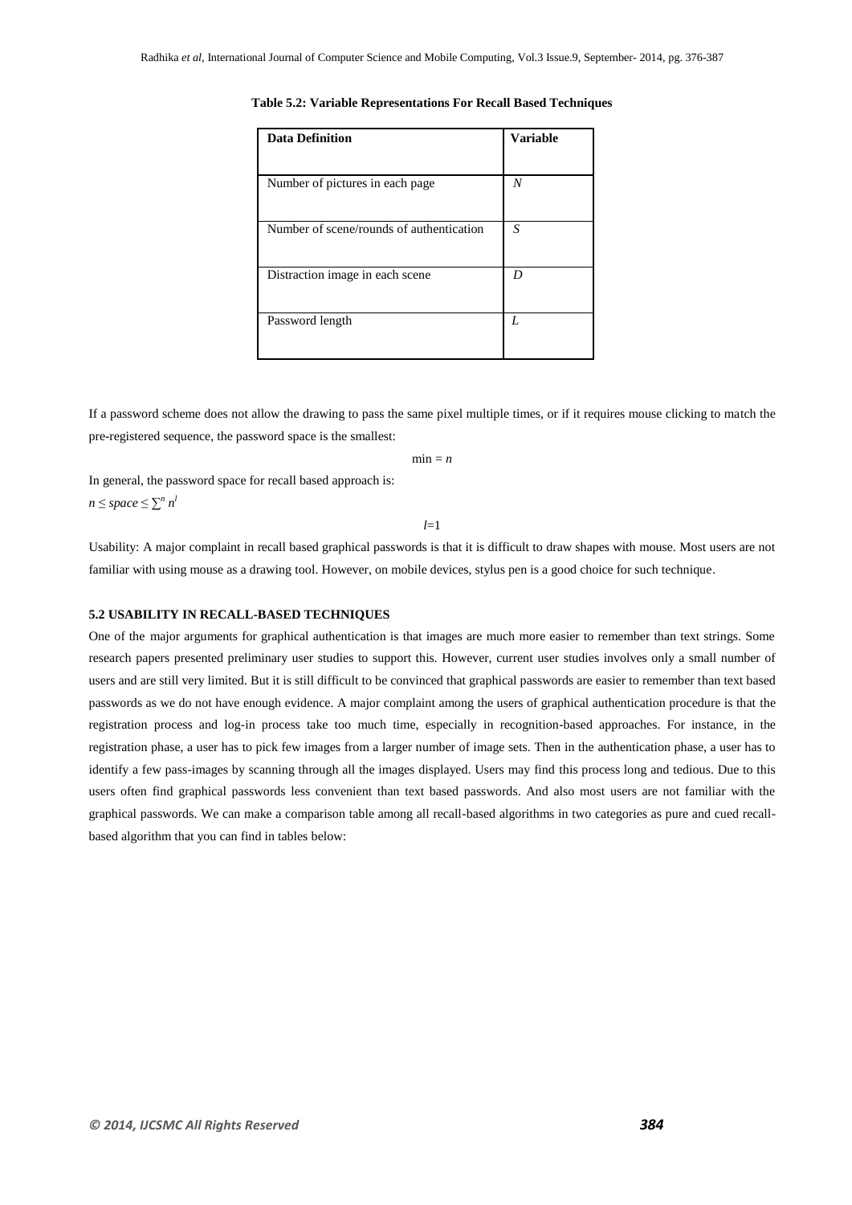**Table 5.2: Variable Representations For Recall Based Techniques**

| Data Definition | Variable |
|---|---|
| Number of pictures in each page | $N$ |
| Number of scene/rounds of authentication | $S$ |
| Distraction image in each scene | $D$ |
| Password length | $L$ |

If a password scheme does not allow the drawing to pass the same pixel multiple times, or if it requires mouse clicking to match the pre-registered sequence, the password space is the smallest:

$$\min = n$$

In general, the password space for recall based approach is:

$$n \leq space \leq \sum_{l=1}^{n} n^l$$

Usability: A major complaint in recall based graphical passwords is that it is difficult to draw shapes with mouse. Most users are not familiar with using mouse as a drawing tool. However, on mobile devices, stylus pen is a good choice for such technique.

#### 5.2 USABILITY IN RECALL-BASED TECHNIQUES

One of the major arguments for graphical authentication is that images are much more easier to remember than text strings. Some research papers presented preliminary user studies to support this. However, current user studies involves only a small number of users and are still very limited. But it is still difficult to be convinced that graphical passwords are easier to remember than text based passwords as we do not have enough evidence. A major complaint among the users of graphical authentication procedure is that the registration process and log-in process take too much time, especially in recognition-based approaches. For instance, in the registration phase, a user has to pick few images from a larger number of image sets. Then in the authentication phase, a user has to identify a few pass-images by scanning through all the images displayed. Users may find this process long and tedious. Due to this users often find graphical passwords less convenient than text based passwords. And also most users are not familiar with the graphical passwords. We can make a comparison table among all recall-based algorithms in two categories as pure and cued recall-based algorithm that you can find in tables below: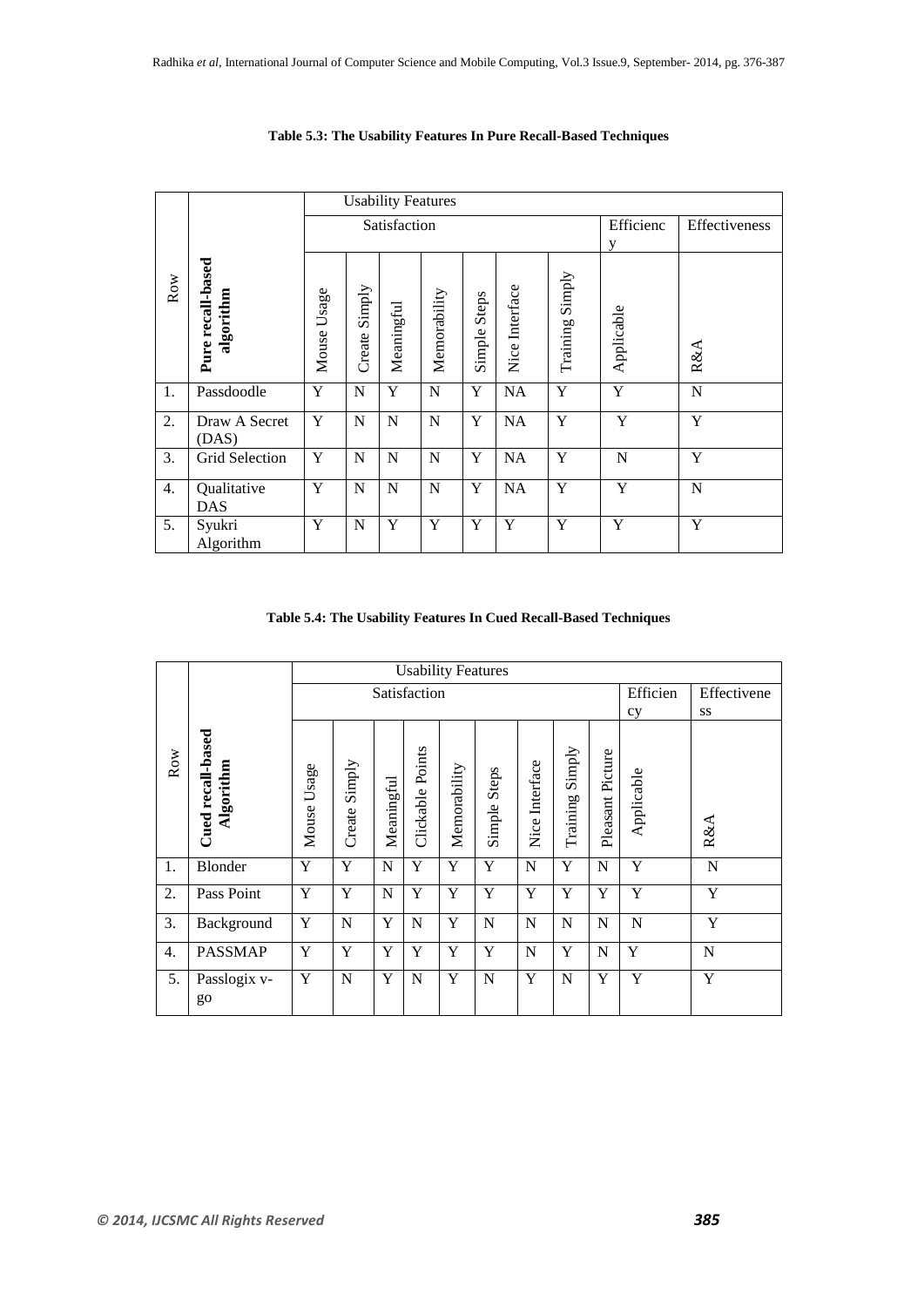**Table 5.3: The Usability Features In Pure Recall-Based Techniques**

| Row | Pure recall-based algorithm | Usability Features | | | | | | | | |
|---|---|---|---|---|---|---|---|---|---|---|
| | | Satisfaction | | | | | | | Efficiency | Effectiveness |
| | | Mouse Usage | Create Simply | Meaningful | Memorability | Simple Steps | Nice Interface | Training Simply | Applicable | R&A |
| 1. | Passdoodle | Y | N | Y | N | Y | NA | Y | Y | N |
| 2. | Draw A Secret (DAS) | Y | N | N | N | Y | NA | Y | Y | Y |
| 3. | Grid Selection | Y | N | N | N | Y | NA | Y | N | Y |
| 4. | Qualitative DAS | Y | N | N | N | Y | NA | Y | Y | N |
| 5. | Syukri Algorithm | Y | N | Y | Y | Y | Y | Y | Y | Y |

**Table 5.4: The Usability Features In Cued Recall-Based Techniques**

| Row | Cued recall-based Algorithm | Usability Features | | | | | | | | | | |
|---|---|---|---|---|---|---|---|---|---|---|---|---|
| | | Satisfaction | | | | | | | | | Efficiency | Effectiveness |
| | | Mouse Usage | Create Simply | Meaningful | Clickable Points | Memorability | Simple Steps | Nice Interface | Training Simply | Pleasant Picture | Applicable | R&A |
| 1. | Blonder | Y | Y | N | Y | Y | Y | N | Y | N | Y | N |
| 2. | Pass Point | Y | Y | N | Y | Y | Y | Y | Y | Y | Y | Y |
| 3. | Background | Y | N | Y | N | Y | N | N | N | N | N | Y |
| 4. | PASSMAP | Y | Y | Y | Y | Y | Y | N | Y | N | Y | N |
| 5. | Passlogix v-go | Y | N | Y | N | Y | N | Y | N | Y | Y | Y |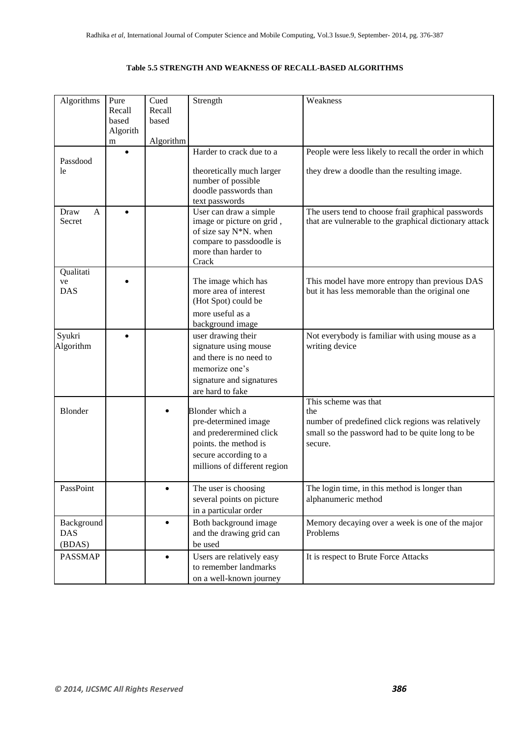**Table 5.5 STRENGTH AND WEAKNESS OF RECALL-BASED ALGORITHMS**

| Algorithms | Pure Recall based Algorithm | Cued Recall based Algorithm | Strength | Weakness |
|---|---|---|---|---|
| Passdoodle | • | | Harder to crack due to a theoretically much larger number of possible doodle passwords than text passwords | People were less likely to recall the order in which they drew a doodle than the resulting image. |
| Draw A Secret | • | | User can draw a simple image or picture on grid , of size say N*N. when compare to passdoodle is more than harder to Crack | The users tend to choose frail graphical passwords that are vulnerable to the graphical dictionary attack |
| Qualitative DAS | • | | The image which has more area of interest (Hot Spot) could be more useful as a background image | This model have more entropy than previous DAS but it has less memorable than the original one |
| Syukri Algorithm | • | | user drawing their signature using mouse and there is no need to memorize one's signature and signatures are hard to fake | Not everybody is familiar with using mouse as a writing device |
| Blonder | | • | Blonder which a pre-determined image and predetermined click points. the method is secure according to a millions of different region | This scheme was that the number of predefined click regions was relatively small so the password had to be quite long to be secure. |
| PassPoint | | • | The user is choosing several points on picture in a particular order | The login time, in this method is longer than alphanumeric method |
| Background DAS (BDAS) | | • | Both background image and the drawing grid can be used | Memory decaying over a week is one of the major Problems |
| PASSMAP | | • | Users are relatively easy to remember landmarks on a well-known journey | It is respect to Brute Force Attacks |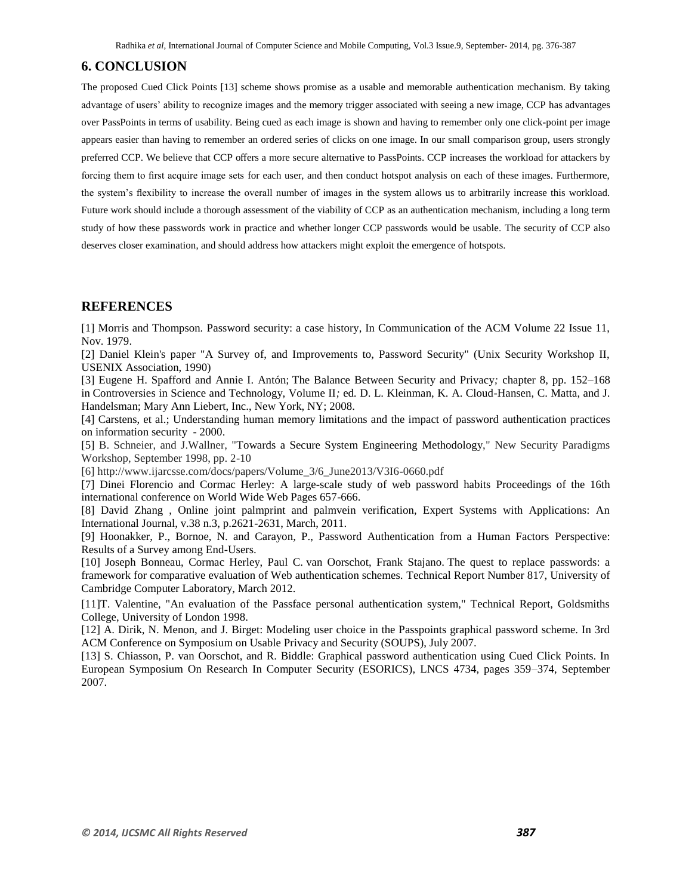## 6. CONCLUSION

The proposed Cued Click Points [13] scheme shows promise as a usable and memorable authentication mechanism. By taking advantage of users' ability to recognize images and the memory trigger associated with seeing a new image, CCP has advantages over PassPoints in terms of usability. Being cued as each image is shown and having to remember only one click-point per image appears easier than having to remember an ordered series of clicks on one image. In our small comparison group, users strongly preferred CCP. We believe that CCP offers a more secure alternative to PassPoints. CCP increases the workload for attackers by forcing them to first acquire image sets for each user, and then conduct hotspot analysis on each of these images. Furthermore, the system's flexibility to increase the overall number of images in the system allows us to arbitrarily increase this workload. Future work should include a thorough assessment of the viability of CCP as an authentication mechanism, including a long term study of how these passwords work in practice and whether longer CCP passwords would be usable. The security of CCP also deserves closer examination, and should address how attackers might exploit the emergence of hotspots.

## REFERENCES

[1] Morris and Thompson. Password security: a case history, In Communication of the ACM Volume 22 Issue 11, Nov. 1979.

[2] Daniel Klein's paper "A Survey of, and Improvements to, Password Security" (Unix Security Workshop II, USENIX Association, 1990)

[3] Eugene H. Spafford and Annie I. Antón; The Balance Between Security and Privacy*;* chapter 8, pp. 152–168 in Controversies in Science and Technology, Volume II*;* ed. D. L. Kleinman, K. A. Cloud-Hansen, C. Matta, and J. Handelsman; Mary Ann Liebert, Inc., New York, NY; 2008.

[4] Carstens, et al.; Understanding human memory limitations and the impact of password authentication practices on information security - 2000.

[5] B. Schneier, and J.Wallner, "Towards a Secure System Engineering Methodology," New Security Paradigms Workshop, September 1998, pp. 2-10

[6] http://www.ijarcsse.com/docs/papers/Volume_3/6_June2013/V3I6-0660.pdf

[7] Dinei Florencio and Cormac Herley: A large-scale study of web password habits Proceedings of the 16th international conference on World Wide Web Pages 657-666.

[8] David Zhang , Online joint palmprint and palmvein verification, Expert Systems with Applications: An International Journal, v.38 n.3, p.2621-2631, March, 2011.

[9] Hoonakker, P., Bornoe, N. and Carayon, P., Password Authentication from a Human Factors Perspective: Results of a Survey among End-Users.

[10] Joseph Bonneau, Cormac Herley, Paul C. van Oorschot, Frank Stajano. The quest to replace passwords: a framework for comparative evaluation of Web authentication schemes. Technical Report Number 817, University of Cambridge Computer Laboratory, March 2012.

[11]T. Valentine, "An evaluation of the Passface personal authentication system," Technical Report, Goldsmiths College, University of London 1998.

[12] A. Dirik, N. Menon, and J. Birget: Modeling user choice in the Passpoints graphical password scheme. In 3rd ACM Conference on Symposium on Usable Privacy and Security (SOUPS), July 2007.

[13] S. Chiasson, P. van Oorschot, and R. Biddle: Graphical password authentication using Cued Click Points. In European Symposium On Research In Computer Security (ESORICS), LNCS 4734, pages 359–374, September 2007.